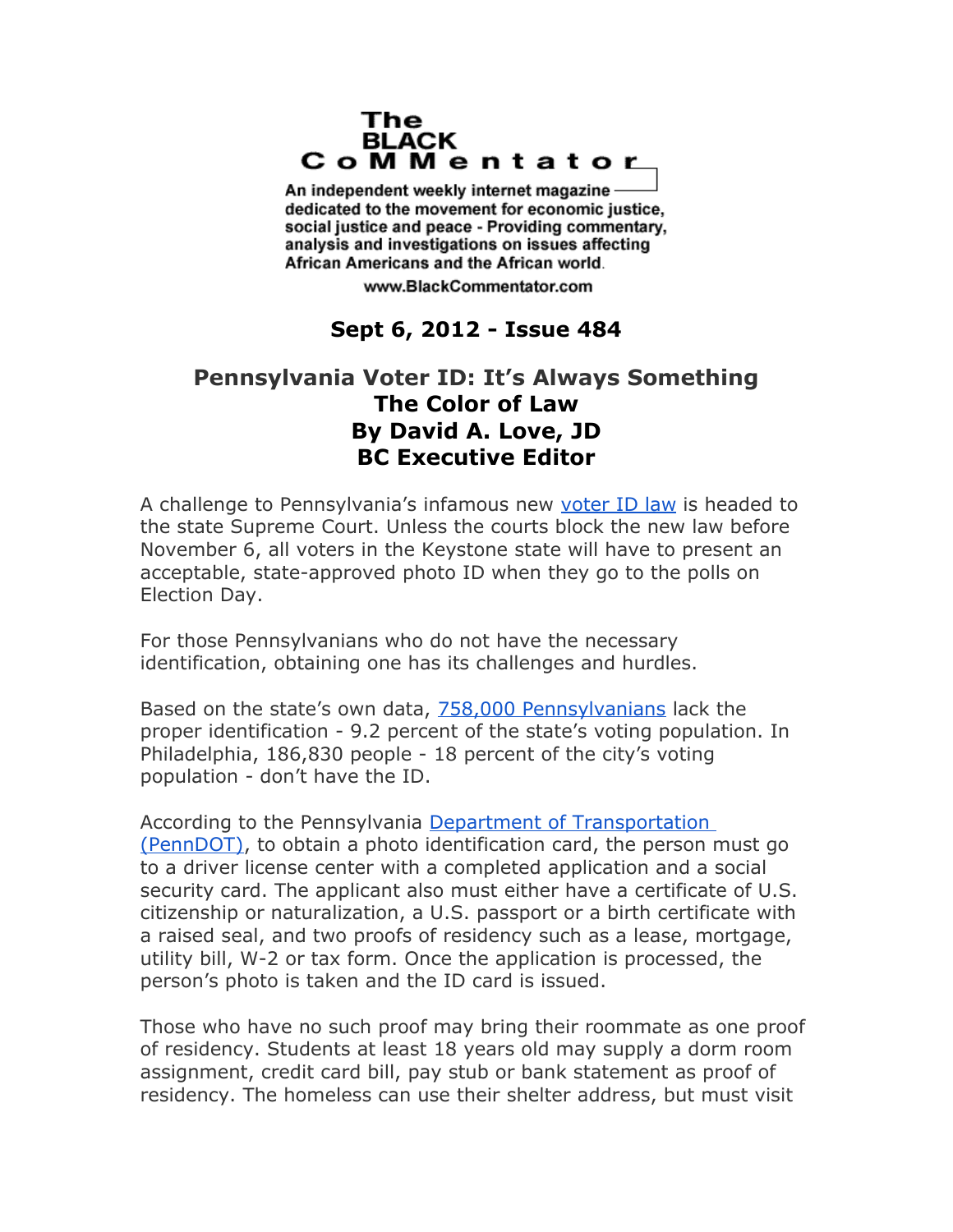The BLACK CoMMentator

An independent weekly internet magazine dedicated to the movement for economic justice, social justice and peace - Providing commentary, analysis and investigations on issues affecting African Americans and the African world.

www.BlackCommentator.com

**Sept 6, 2012 - Issue 484**

# Pennsylvania Voter ID: It's Always Something

## The Color of Law

## By David A. Love, JD

## BC Executive Editor

A challenge to Pennsylvania's infamous new voter ID law is headed to the state Supreme Court. Unless the courts block the new law before November 6, all voters in the Keystone state will have to present an acceptable, state-approved photo ID when they go to the polls on Election Day.

For those Pennsylvanians who do not have the necessary identification, obtaining one has its challenges and hurdles.

Based on the state's own data, 758,000 Pennsylvanians lack the proper identification - 9.2 percent of the state's voting population. In Philadelphia, 186,830 people - 18 percent of the city's voting population - don't have the ID.

According to the Pennsylvania Department of Transportation (PennDOT), to obtain a photo identification card, the person must go to a driver license center with a completed application and a social security card. The applicant also must either have a certificate of U.S. citizenship or naturalization, a U.S. passport or a birth certificate with a raised seal, and two proofs of residency such as a lease, mortgage, utility bill, W-2 or tax form. Once the application is processed, the person's photo is taken and the ID card is issued.

Those who have no such proof may bring their roommate as one proof of residency. Students at least 18 years old may supply a dorm room assignment, credit card bill, pay stub or bank statement as proof of residency. The homeless can use their shelter address, but must visit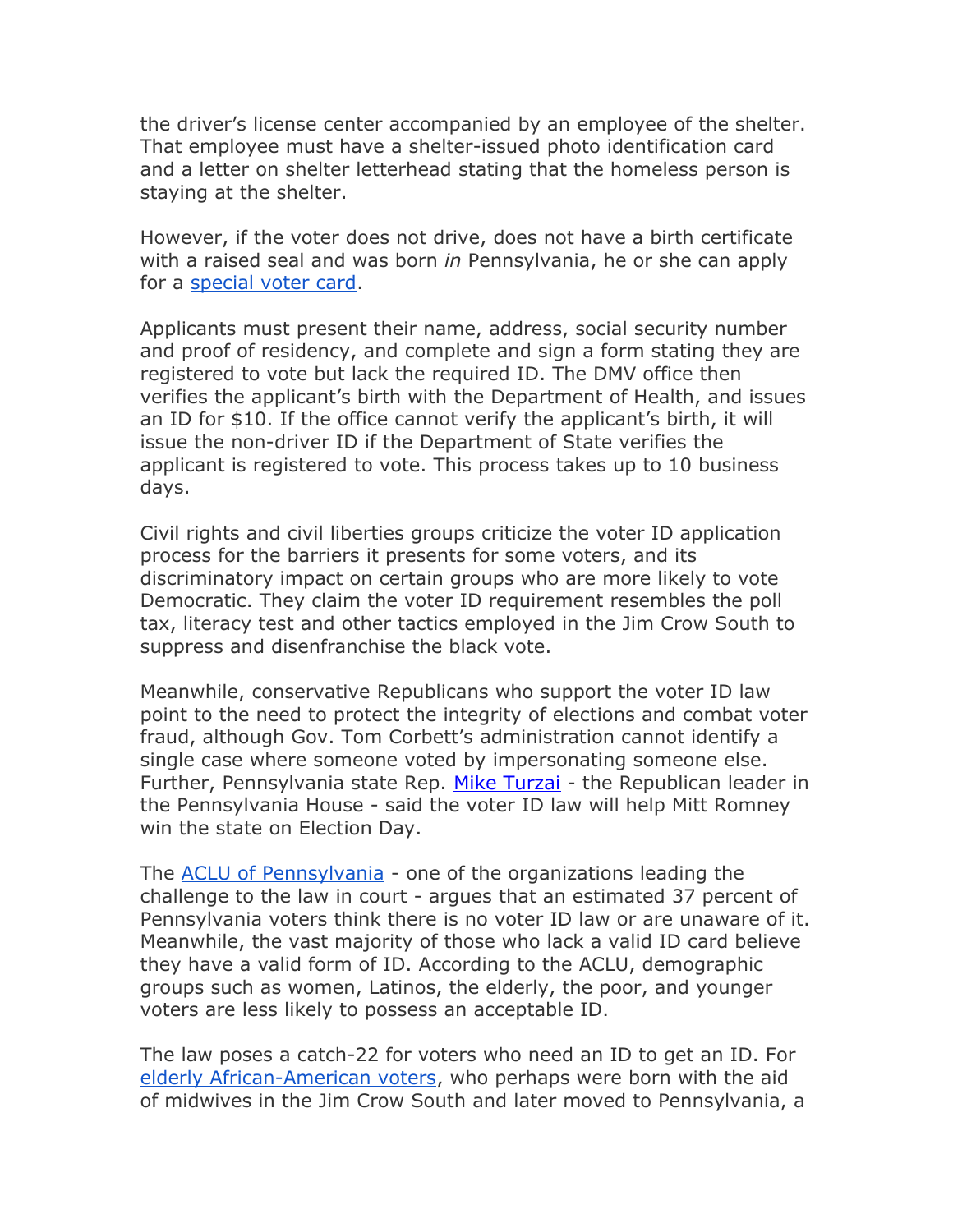the driver's license center accompanied by an employee of the shelter. That employee must have a shelter-issued photo identification card and a letter on shelter letterhead stating that the homeless person is staying at the shelter.

However, if the voter does not drive, does not have a birth certificate with a raised seal and was born *in* Pennsylvania, he or she can apply for a special voter card.

Applicants must present their name, address, social security number and proof of residency, and complete and sign a form stating they are registered to vote but lack the required ID. The DMV office then verifies the applicant's birth with the Department of Health, and issues an ID for $10. If the office cannot verify the applicant's birth, it will issue the non-driver ID if the Department of State verifies the applicant is registered to vote. This process takes up to 10 business days.

Civil rights and civil liberties groups criticize the voter ID application process for the barriers it presents for some voters, and its discriminatory impact on certain groups who are more likely to vote Democratic. They claim the voter ID requirement resembles the poll tax, literacy test and other tactics employed in the Jim Crow South to suppress and disenfranchise the black vote.

Meanwhile, conservative Republicans who support the voter ID law point to the need to protect the integrity of elections and combat voter fraud, although Gov. Tom Corbett's administration cannot identify a single case where someone voted by impersonating someone else. Further, Pennsylvania state Rep. Mike Turzai - the Republican leader in the Pennsylvania House - said the voter ID law will help Mitt Romney win the state on Election Day.

The ACLU of Pennsylvania - one of the organizations leading the challenge to the law in court - argues that an estimated 37 percent of Pennsylvania voters think there is no voter ID law or are unaware of it. Meanwhile, the vast majority of those who lack a valid ID card believe they have a valid form of ID. According to the ACLU, demographic groups such as women, Latinos, the elderly, the poor, and younger voters are less likely to possess an acceptable ID.

The law poses a catch-22 for voters who need an ID to get an ID. For elderly African-American voters, who perhaps were born with the aid of midwives in the Jim Crow South and later moved to Pennsylvania, a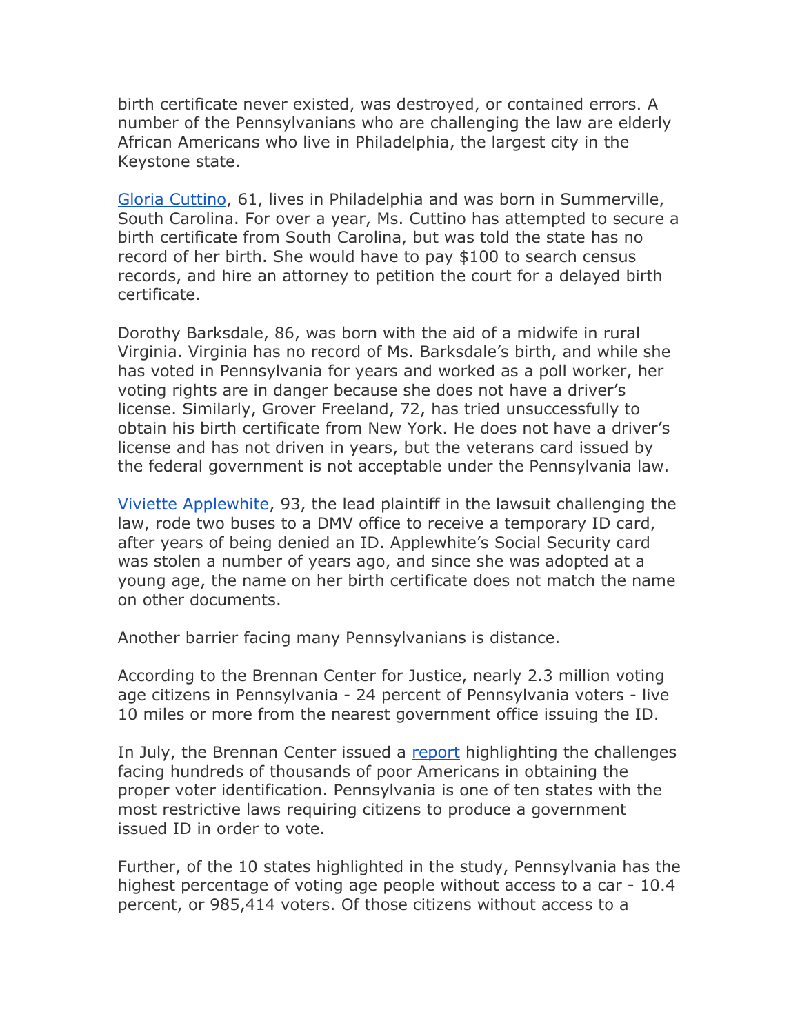birth certificate never existed, was destroyed, or contained errors. A number of the Pennsylvanians who are challenging the law are elderly African Americans who live in Philadelphia, the largest city in the Keystone state.

Gloria Cuttino, 61, lives in Philadelphia and was born in Summerville, South Carolina. For over a year, Ms. Cuttino has attempted to secure a birth certificate from South Carolina, but was told the state has no record of her birth. She would have to pay $100 to search census records, and hire an attorney to petition the court for a delayed birth certificate.

Dorothy Barksdale, 86, was born with the aid of a midwife in rural Virginia. Virginia has no record of Ms. Barksdale's birth, and while she has voted in Pennsylvania for years and worked as a poll worker, her voting rights are in danger because she does not have a driver's license. Similarly, Grover Freeland, 72, has tried unsuccessfully to obtain his birth certificate from New York. He does not have a driver's license and has not driven in years, but the veterans card issued by the federal government is not acceptable under the Pennsylvania law.

Viviette Applewhite, 93, the lead plaintiff in the lawsuit challenging the law, rode two buses to a DMV office to receive a temporary ID card, after years of being denied an ID. Applewhite's Social Security card was stolen a number of years ago, and since she was adopted at a young age, the name on her birth certificate does not match the name on other documents.

Another barrier facing many Pennsylvanians is distance.

According to the Brennan Center for Justice, nearly 2.3 million voting age citizens in Pennsylvania - 24 percent of Pennsylvania voters - live 10 miles or more from the nearest government office issuing the ID.

In July, the Brennan Center issued a report highlighting the challenges facing hundreds of thousands of poor Americans in obtaining the proper voter identification. Pennsylvania is one of ten states with the most restrictive laws requiring citizens to produce a government issued ID in order to vote.

Further, of the 10 states highlighted in the study, Pennsylvania has the highest percentage of voting age people without access to a car - 10.4 percent, or 985,414 voters. Of those citizens without access to a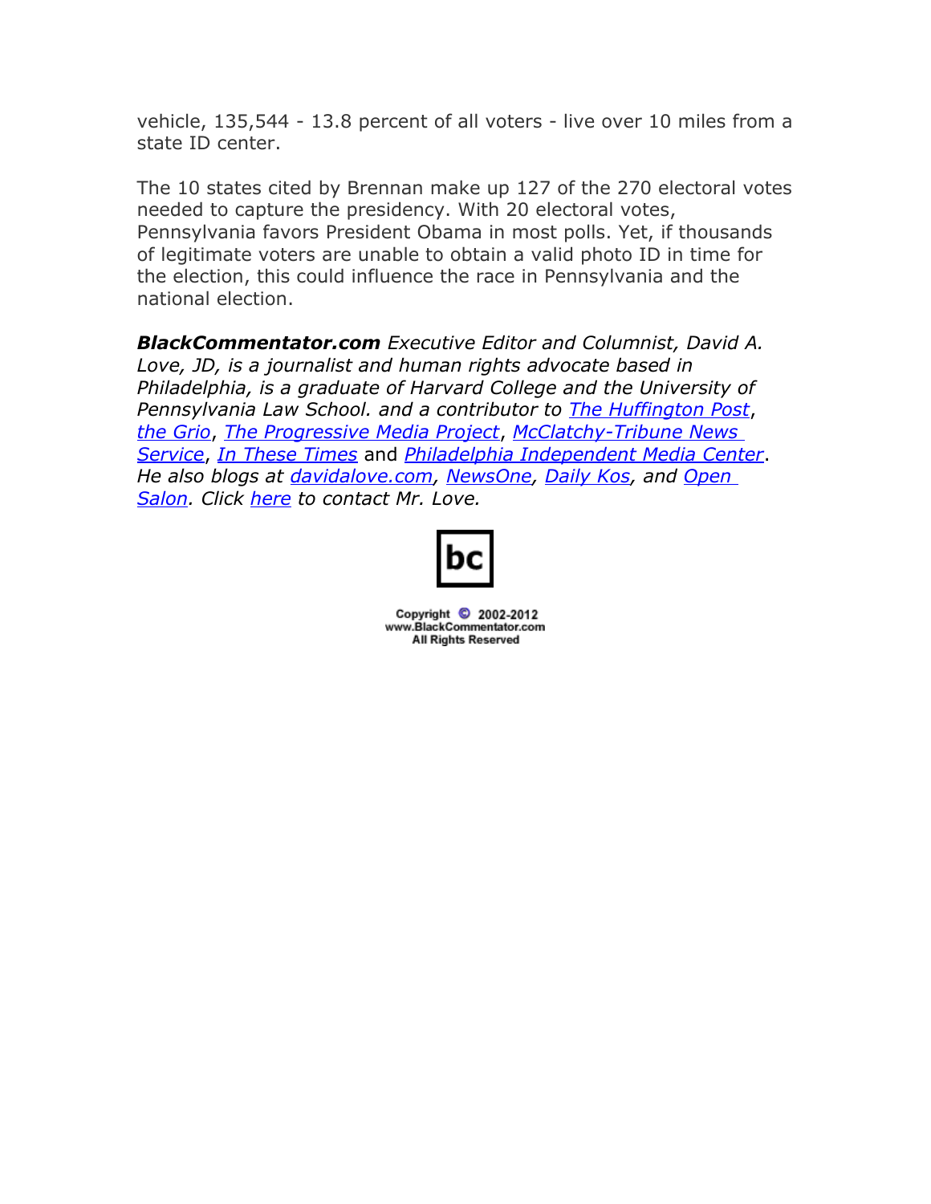vehicle, 135,544 - 13.8 percent of all voters - live over 10 miles from a state ID center.

The 10 states cited by Brennan make up 127 of the 270 electoral votes needed to capture the presidency. With 20 electoral votes, Pennsylvania favors President Obama in most polls. Yet, if thousands of legitimate voters are unable to obtain a valid photo ID in time for the election, this could influence the race in Pennsylvania and the national election.

***BlackCommentator.com*** *Executive Editor and Columnist, David A. Love, JD, is a journalist and human rights advocate based in Philadelphia, is a graduate of Harvard College and the University of Pennsylvania Law School. and a contributor to The Huffington Post, the Grio, The Progressive Media Project, McClatchy-Tribune News Service, In These Times* and *Philadelphia Independent Media Center. He also blogs at davidalove.com, NewsOne, Daily Kos, and Open Salon. Click here to contact Mr. Love.*

bc

Copyright © 2002-2012
www.BlackCommentator.com
All Rights Reserved